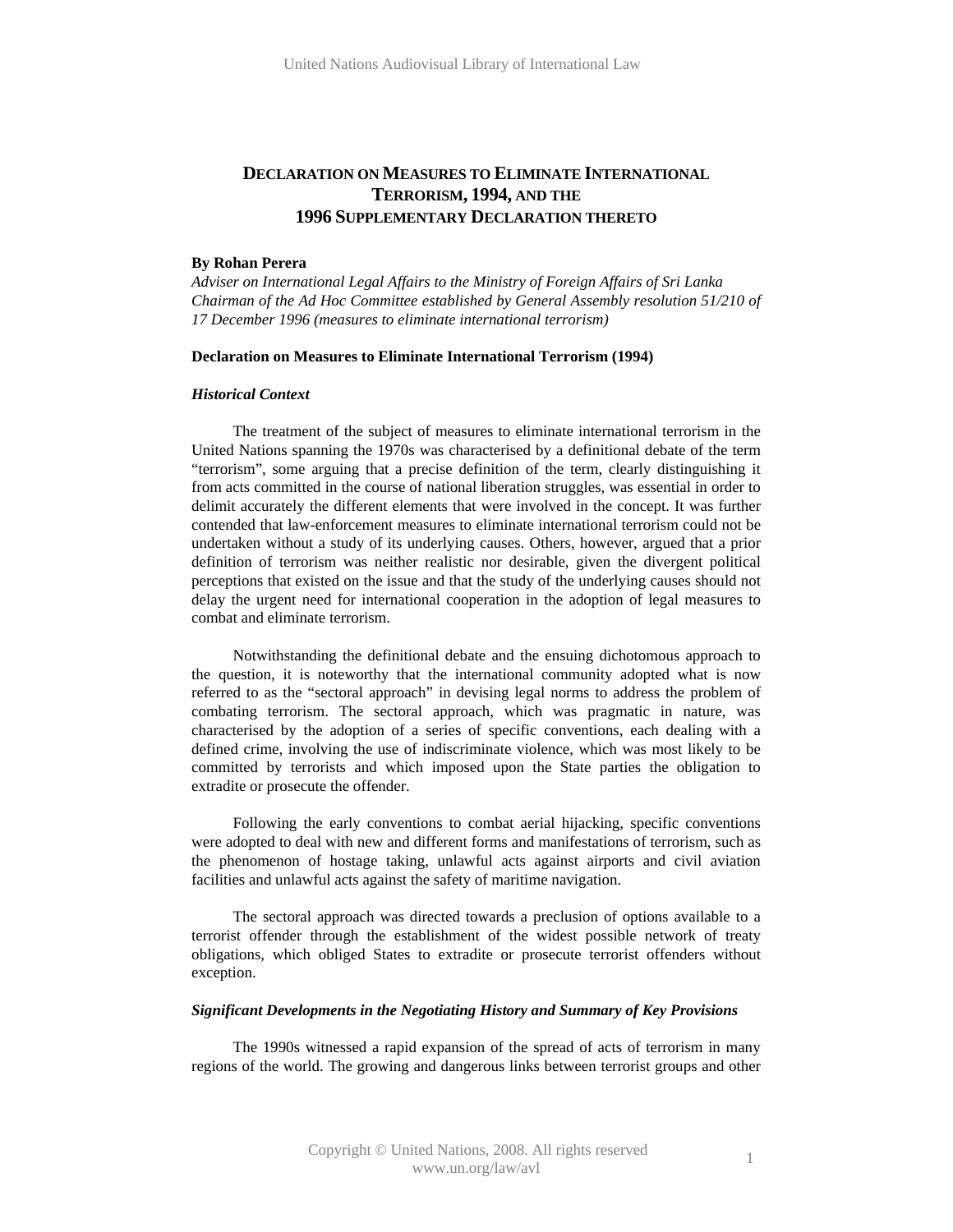# DECLARATION ON MEASURES TO ELIMINATE INTERNATIONAL TERRORISM, 1994, AND THE 1996 SUPPLEMENTARY DECLARATION THERETO

**By Rohan Perera**
*Adviser on International Legal Affairs to the Ministry of Foreign Affairs of Sri Lanka*
*Chairman of the Ad Hoc Committee established by General Assembly resolution 51/210 of 17 December 1996 (measures to eliminate international terrorism)*

## Declaration on Measures to Eliminate International Terrorism (1994)

### *Historical Context*

The treatment of the subject of measures to eliminate international terrorism in the United Nations spanning the 1970s was characterised by a definitional debate of the term "terrorism", some arguing that a precise definition of the term, clearly distinguishing it from acts committed in the course of national liberation struggles, was essential in order to delimit accurately the different elements that were involved in the concept. It was further contended that law-enforcement measures to eliminate international terrorism could not be undertaken without a study of its underlying causes. Others, however, argued that a prior definition of terrorism was neither realistic nor desirable, given the divergent political perceptions that existed on the issue and that the study of the underlying causes should not delay the urgent need for international cooperation in the adoption of legal measures to combat and eliminate terrorism.

Notwithstanding the definitional debate and the ensuing dichotomous approach to the question, it is noteworthy that the international community adopted what is now referred to as the "sectoral approach" in devising legal norms to address the problem of combating terrorism. The sectoral approach, which was pragmatic in nature, was characterised by the adoption of a series of specific conventions, each dealing with a defined crime, involving the use of indiscriminate violence, which was most likely to be committed by terrorists and which imposed upon the State parties the obligation to extradite or prosecute the offender.

Following the early conventions to combat aerial hijacking, specific conventions were adopted to deal with new and different forms and manifestations of terrorism, such as the phenomenon of hostage taking, unlawful acts against airports and civil aviation facilities and unlawful acts against the safety of maritime navigation.

The sectoral approach was directed towards a preclusion of options available to a terrorist offender through the establishment of the widest possible network of treaty obligations, which obliged States to extradite or prosecute terrorist offenders without exception.

### *Significant Developments in the Negotiating History and Summary of Key Provisions*

The 1990s witnessed a rapid expansion of the spread of acts of terrorism in many regions of the world. The growing and dangerous links between terrorist groups and other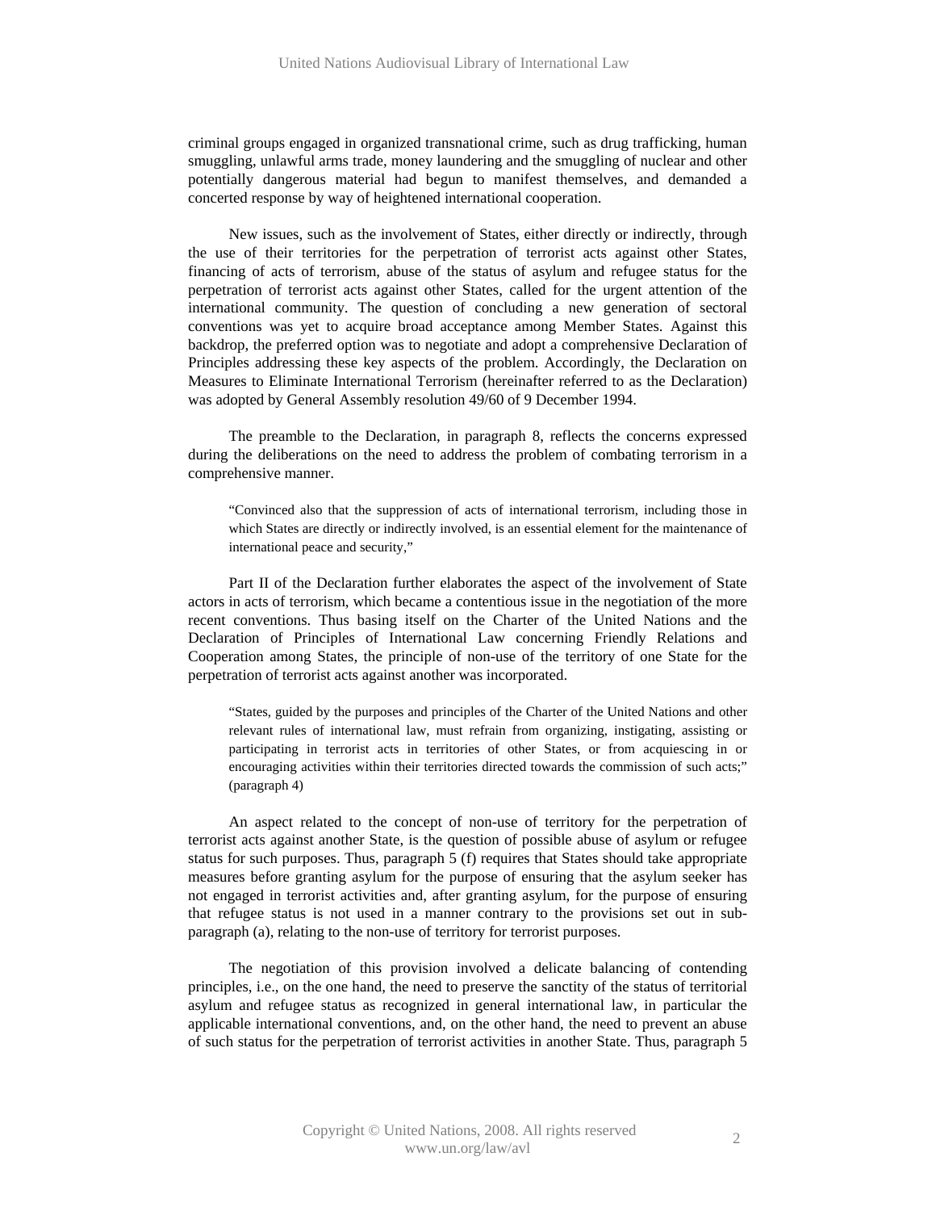criminal groups engaged in organized transnational crime, such as drug trafficking, human smuggling, unlawful arms trade, money laundering and the smuggling of nuclear and other potentially dangerous material had begun to manifest themselves, and demanded a concerted response by way of heightened international cooperation.

New issues, such as the involvement of States, either directly or indirectly, through the use of their territories for the perpetration of terrorist acts against other States, financing of acts of terrorism, abuse of the status of asylum and refugee status for the perpetration of terrorist acts against other States, called for the urgent attention of the international community. The question of concluding a new generation of sectoral conventions was yet to acquire broad acceptance among Member States. Against this backdrop, the preferred option was to negotiate and adopt a comprehensive Declaration of Principles addressing these key aspects of the problem. Accordingly, the Declaration on Measures to Eliminate International Terrorism (hereinafter referred to as the Declaration) was adopted by General Assembly resolution 49/60 of 9 December 1994.

The preamble to the Declaration, in paragraph 8, reflects the concerns expressed during the deliberations on the need to address the problem of combating terrorism in a comprehensive manner.

> "Convinced also that the suppression of acts of international terrorism, including those in which States are directly or indirectly involved, is an essential element for the maintenance of international peace and security,"

Part II of the Declaration further elaborates the aspect of the involvement of State actors in acts of terrorism, which became a contentious issue in the negotiation of the more recent conventions. Thus basing itself on the Charter of the United Nations and the Declaration of Principles of International Law concerning Friendly Relations and Cooperation among States, the principle of non-use of the territory of one State for the perpetration of terrorist acts against another was incorporated.

> "States, guided by the purposes and principles of the Charter of the United Nations and other relevant rules of international law, must refrain from organizing, instigating, assisting or participating in terrorist acts in territories of other States, or from acquiescing in or encouraging activities within their territories directed towards the commission of such acts;" (paragraph 4)

An aspect related to the concept of non-use of territory for the perpetration of terrorist acts against another State, is the question of possible abuse of asylum or refugee status for such purposes. Thus, paragraph 5 (f) requires that States should take appropriate measures before granting asylum for the purpose of ensuring that the asylum seeker has not engaged in terrorist activities and, after granting asylum, for the purpose of ensuring that refugee status is not used in a manner contrary to the provisions set out in sub-paragraph (a), relating to the non-use of territory for terrorist purposes.

The negotiation of this provision involved a delicate balancing of contending principles, i.e., on the one hand, the need to preserve the sanctity of the status of territorial asylum and refugee status as recognized in general international law, in particular the applicable international conventions, and, on the other hand, the need to prevent an abuse of such status for the perpetration of terrorist activities in another State. Thus, paragraph 5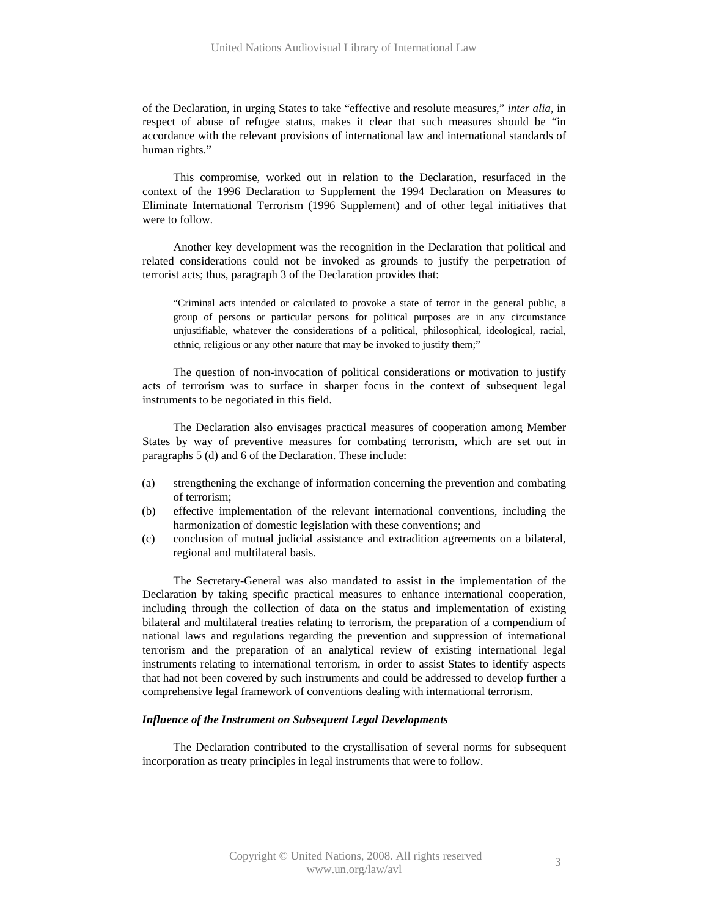of the Declaration, in urging States to take "effective and resolute measures," *inter alia*, in respect of abuse of refugee status, makes it clear that such measures should be "in accordance with the relevant provisions of international law and international standards of human rights."

This compromise, worked out in relation to the Declaration, resurfaced in the context of the 1996 Declaration to Supplement the 1994 Declaration on Measures to Eliminate International Terrorism (1996 Supplement) and of other legal initiatives that were to follow.

Another key development was the recognition in the Declaration that political and related considerations could not be invoked as grounds to justify the perpetration of terrorist acts; thus, paragraph 3 of the Declaration provides that:

> "Criminal acts intended or calculated to provoke a state of terror in the general public, a group of persons or particular persons for political purposes are in any circumstance unjustifiable, whatever the considerations of a political, philosophical, ideological, racial, ethnic, religious or any other nature that may be invoked to justify them;"

The question of non-invocation of political considerations or motivation to justify acts of terrorism was to surface in sharper focus in the context of subsequent legal instruments to be negotiated in this field.

The Declaration also envisages practical measures of cooperation among Member States by way of preventive measures for combating terrorism, which are set out in paragraphs 5 (d) and 6 of the Declaration. These include:

(a) strengthening the exchange of information concerning the prevention and combating of terrorism;
(b) effective implementation of the relevant international conventions, including the harmonization of domestic legislation with these conventions; and
(c) conclusion of mutual judicial assistance and extradition agreements on a bilateral, regional and multilateral basis.

The Secretary-General was also mandated to assist in the implementation of the Declaration by taking specific practical measures to enhance international cooperation, including through the collection of data on the status and implementation of existing bilateral and multilateral treaties relating to terrorism, the preparation of a compendium of national laws and regulations regarding the prevention and suppression of international terrorism and the preparation of an analytical review of existing international legal instruments relating to international terrorism, in order to assist States to identify aspects that had not been covered by such instruments and could be addressed to develop further a comprehensive legal framework of conventions dealing with international terrorism.

***Influence of the Instrument on Subsequent Legal Developments***

The Declaration contributed to the crystallisation of several norms for subsequent incorporation as treaty principles in legal instruments that were to follow.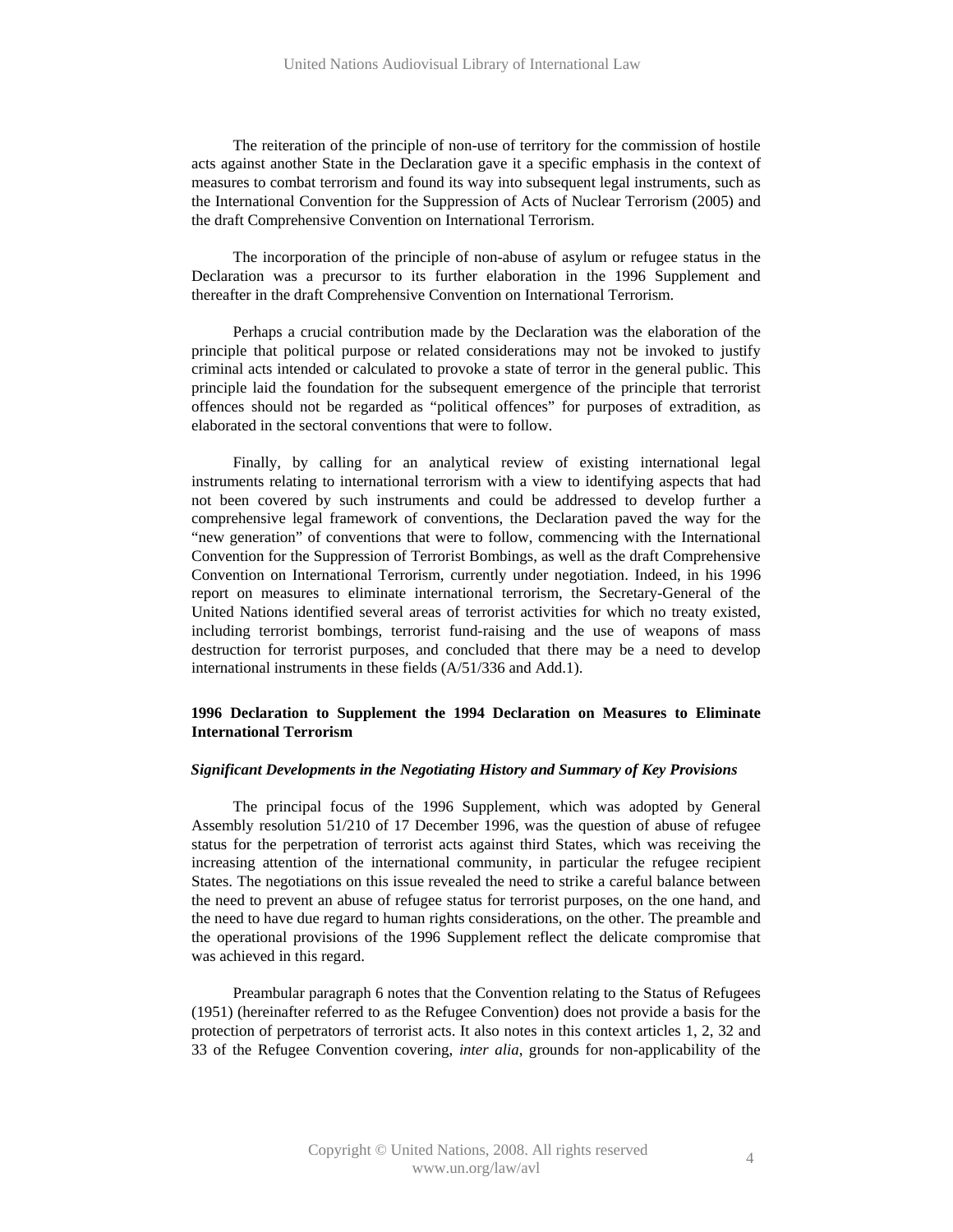The reiteration of the principle of non-use of territory for the commission of hostile acts against another State in the Declaration gave it a specific emphasis in the context of measures to combat terrorism and found its way into subsequent legal instruments, such as the International Convention for the Suppression of Acts of Nuclear Terrorism (2005) and the draft Comprehensive Convention on International Terrorism.

The incorporation of the principle of non-abuse of asylum or refugee status in the Declaration was a precursor to its further elaboration in the 1996 Supplement and thereafter in the draft Comprehensive Convention on International Terrorism.

Perhaps a crucial contribution made by the Declaration was the elaboration of the principle that political purpose or related considerations may not be invoked to justify criminal acts intended or calculated to provoke a state of terror in the general public. This principle laid the foundation for the subsequent emergence of the principle that terrorist offences should not be regarded as "political offences" for purposes of extradition, as elaborated in the sectoral conventions that were to follow.

Finally, by calling for an analytical review of existing international legal instruments relating to international terrorism with a view to identifying aspects that had not been covered by such instruments and could be addressed to develop further a comprehensive legal framework of conventions, the Declaration paved the way for the "new generation" of conventions that were to follow, commencing with the International Convention for the Suppression of Terrorist Bombings, as well as the draft Comprehensive Convention on International Terrorism, currently under negotiation. Indeed, in his 1996 report on measures to eliminate international terrorism, the Secretary-General of the United Nations identified several areas of terrorist activities for which no treaty existed, including terrorist bombings, terrorist fund-raising and the use of weapons of mass destruction for terrorist purposes, and concluded that there may be a need to develop international instruments in these fields (A/51/336 and Add.1).

## 1996 Declaration to Supplement the 1994 Declaration on Measures to Eliminate International Terrorism

### *Significant Developments in the Negotiating History and Summary of Key Provisions*

The principal focus of the 1996 Supplement, which was adopted by General Assembly resolution 51/210 of 17 December 1996, was the question of abuse of refugee status for the perpetration of terrorist acts against third States, which was receiving the increasing attention of the international community, in particular the refugee recipient States. The negotiations on this issue revealed the need to strike a careful balance between the need to prevent an abuse of refugee status for terrorist purposes, on the one hand, and the need to have due regard to human rights considerations, on the other. The preamble and the operational provisions of the 1996 Supplement reflect the delicate compromise that was achieved in this regard.

Preambular paragraph 6 notes that the Convention relating to the Status of Refugees (1951) (hereinafter referred to as the Refugee Convention) does not provide a basis for the protection of perpetrators of terrorist acts. It also notes in this context articles 1, 2, 32 and 33 of the Refugee Convention covering, *inter alia*, grounds for non-applicability of the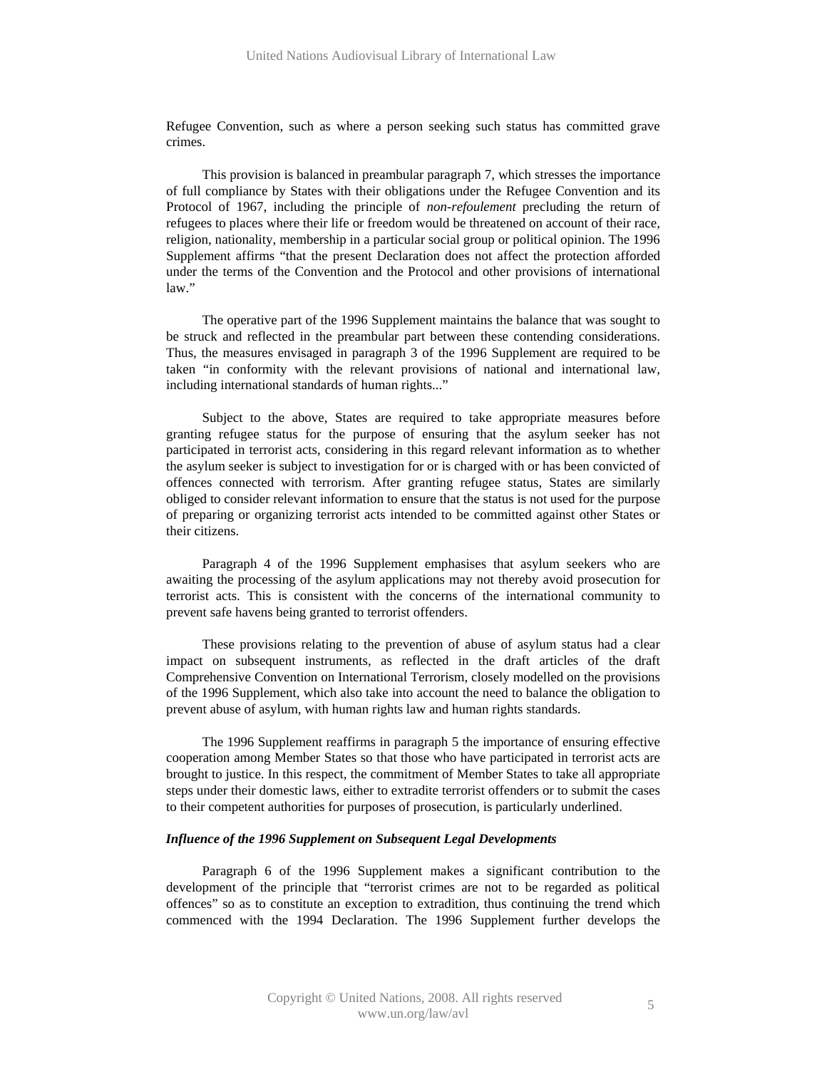Refugee Convention, such as where a person seeking such status has committed grave crimes.

This provision is balanced in preambular paragraph 7, which stresses the importance of full compliance by States with their obligations under the Refugee Convention and its Protocol of 1967, including the principle of *non-refoulement* precluding the return of refugees to places where their life or freedom would be threatened on account of their race, religion, nationality, membership in a particular social group or political opinion. The 1996 Supplement affirms "that the present Declaration does not affect the protection afforded under the terms of the Convention and the Protocol and other provisions of international law."

The operative part of the 1996 Supplement maintains the balance that was sought to be struck and reflected in the preambular part between these contending considerations. Thus, the measures envisaged in paragraph 3 of the 1996 Supplement are required to be taken "in conformity with the relevant provisions of national and international law, including international standards of human rights..."

Subject to the above, States are required to take appropriate measures before granting refugee status for the purpose of ensuring that the asylum seeker has not participated in terrorist acts, considering in this regard relevant information as to whether the asylum seeker is subject to investigation for or is charged with or has been convicted of offences connected with terrorism. After granting refugee status, States are similarly obliged to consider relevant information to ensure that the status is not used for the purpose of preparing or organizing terrorist acts intended to be committed against other States or their citizens.

Paragraph 4 of the 1996 Supplement emphasises that asylum seekers who are awaiting the processing of the asylum applications may not thereby avoid prosecution for terrorist acts. This is consistent with the concerns of the international community to prevent safe havens being granted to terrorist offenders.

These provisions relating to the prevention of abuse of asylum status had a clear impact on subsequent instruments, as reflected in the draft articles of the draft Comprehensive Convention on International Terrorism, closely modelled on the provisions of the 1996 Supplement, which also take into account the need to balance the obligation to prevent abuse of asylum, with human rights law and human rights standards.

The 1996 Supplement reaffirms in paragraph 5 the importance of ensuring effective cooperation among Member States so that those who have participated in terrorist acts are brought to justice. In this respect, the commitment of Member States to take all appropriate steps under their domestic laws, either to extradite terrorist offenders or to submit the cases to their competent authorities for purposes of prosecution, is particularly underlined.

***Influence of the 1996 Supplement on Subsequent Legal Developments***

Paragraph 6 of the 1996 Supplement makes a significant contribution to the development of the principle that "terrorist crimes are not to be regarded as political offences" so as to constitute an exception to extradition, thus continuing the trend which commenced with the 1994 Declaration. The 1996 Supplement further develops the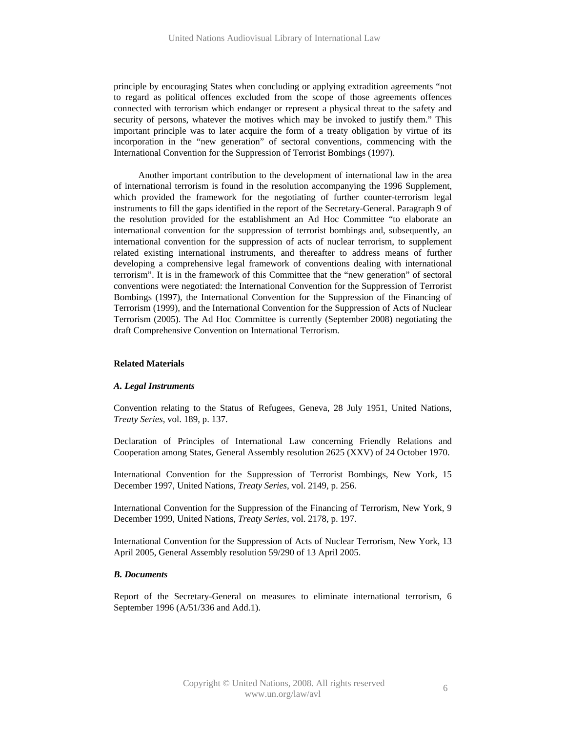principle by encouraging States when concluding or applying extradition agreements "not to regard as political offences excluded from the scope of those agreements offences connected with terrorism which endanger or represent a physical threat to the safety and security of persons, whatever the motives which may be invoked to justify them." This important principle was to later acquire the form of a treaty obligation by virtue of its incorporation in the "new generation" of sectoral conventions, commencing with the International Convention for the Suppression of Terrorist Bombings (1997).

Another important contribution to the development of international law in the area of international terrorism is found in the resolution accompanying the 1996 Supplement, which provided the framework for the negotiating of further counter-terrorism legal instruments to fill the gaps identified in the report of the Secretary-General. Paragraph 9 of the resolution provided for the establishment an Ad Hoc Committee "to elaborate an international convention for the suppression of terrorist bombings and, subsequently, an international convention for the suppression of acts of nuclear terrorism, to supplement related existing international instruments, and thereafter to address means of further developing a comprehensive legal framework of conventions dealing with international terrorism". It is in the framework of this Committee that the "new generation" of sectoral conventions were negotiated: the International Convention for the Suppression of Terrorist Bombings (1997), the International Convention for the Suppression of the Financing of Terrorism (1999), and the International Convention for the Suppression of Acts of Nuclear Terrorism (2005). The Ad Hoc Committee is currently (September 2008) negotiating the draft Comprehensive Convention on International Terrorism.

**Related Materials**

***A. Legal Instruments***

Convention relating to the Status of Refugees, Geneva, 28 July 1951, United Nations, *Treaty Series*, vol. 189, p. 137.

Declaration of Principles of International Law concerning Friendly Relations and Cooperation among States, General Assembly resolution 2625 (XXV) of 24 October 1970.

International Convention for the Suppression of Terrorist Bombings, New York, 15 December 1997, United Nations, *Treaty Series*, vol. 2149, p. 256.

International Convention for the Suppression of the Financing of Terrorism, New York, 9 December 1999, United Nations, *Treaty Series*, vol. 2178, p. 197.

International Convention for the Suppression of Acts of Nuclear Terrorism, New York, 13 April 2005, General Assembly resolution 59/290 of 13 April 2005.

***B. Documents***

Report of the Secretary-General on measures to eliminate international terrorism, 6 September 1996 (A/51/336 and Add.1).